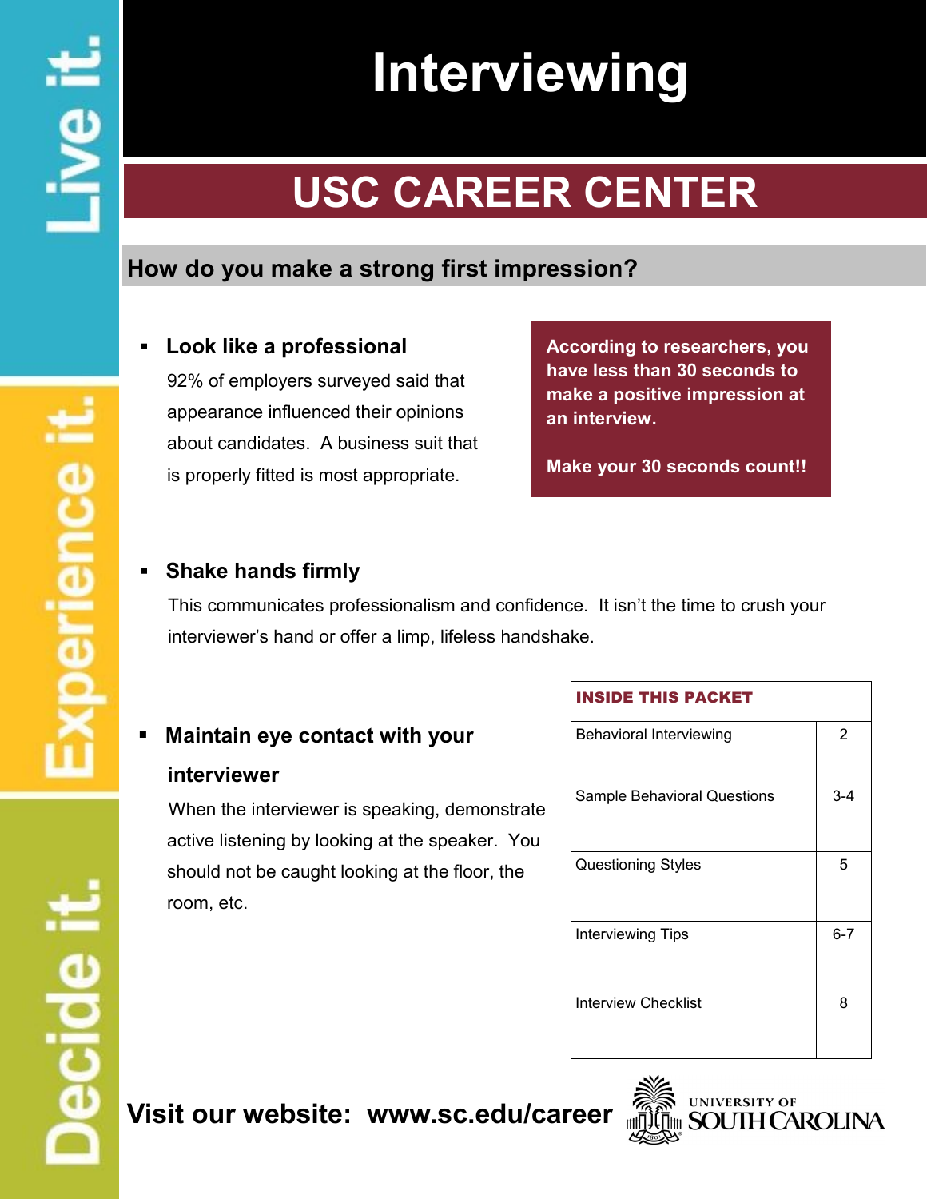# Interviewing

## USC CAREER CENTER

### How do you make a strong first impression?

- **Look like a professional**

  92% of employers surveyed said that appearance influenced their opinions about candidates. A business suit that is properly fitted is most appropriate.

**According to researchers, you have less than 30 seconds to make a positive impression at an interview.**

**Make your 30 seconds count!!**

- **Shake hands firmly**

  This communicates professionalism and confidence. It isn't the time to crush your interviewer's hand or offer a limp, lifeless handshake.

- **Maintain eye contact with your interviewer**

  When the interviewer is speaking, demonstrate active listening by looking at the speaker. You should not be caught looking at the floor, the room, etc.

| INSIDE THIS PACKET | |
|---|---|
| Behavioral Interviewing | 2 |
| Sample Behavioral Questions | 3-4 |
| Questioning Styles | 5 |
| Interviewing Tips | 6-7 |
| Interview Checklist | 8 |

**Visit our website: www.sc.edu/career**

UNIVERSITY OF SOUTH CAROLINA

Live it. Experience it. Decide it.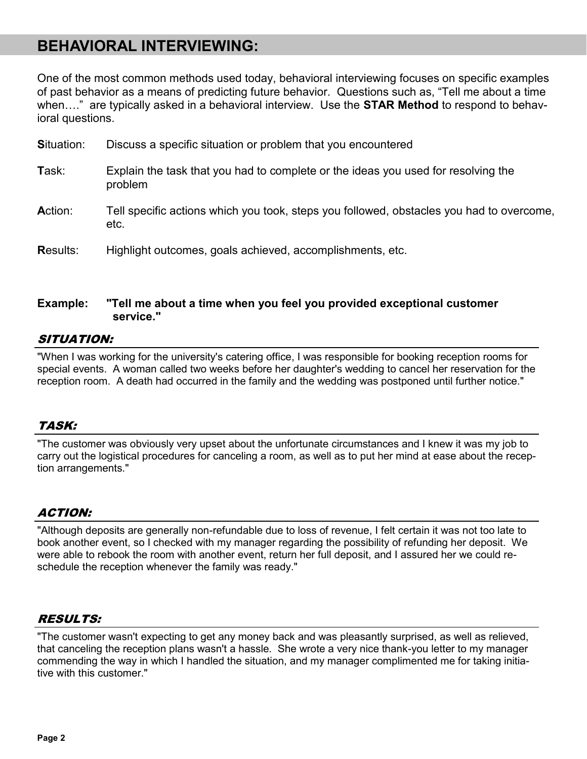## BEHAVIORAL INTERVIEWING:

One of the most common methods used today, behavioral interviewing focuses on specific examples of past behavior as a means of predicting future behavior. Questions such as, "Tell me about a time when…." are typically asked in a behavioral interview. Use the **STAR Method** to respond to behavioral questions.

**S**ituation: Discuss a specific situation or problem that you encountered

**T**ask: Explain the task that you had to complete or the ideas you used for resolving the problem

**A**ction: Tell specific actions which you took, steps you followed, obstacles you had to overcome, etc.

**R**esults: Highlight outcomes, goals achieved, accomplishments, etc.

**Example: "Tell me about a time when you feel you provided exceptional customer service."**

### *SITUATION:*

"When I was working for the university's catering office, I was responsible for booking reception rooms for special events. A woman called two weeks before her daughter's wedding to cancel her reservation for the reception room. A death had occurred in the family and the wedding was postponed until further notice."

### *TASK:*

"The customer was obviously very upset about the unfortunate circumstances and I knew it was my job to carry out the logistical procedures for canceling a room, as well as to put her mind at ease about the reception arrangements."

### *ACTION:*

"Although deposits are generally non-refundable due to loss of revenue, I felt certain it was not too late to book another event, so I checked with my manager regarding the possibility of refunding her deposit. We were able to rebook the room with another event, return her full deposit, and I assured her we could reschedule the reception whenever the family was ready."

### *RESULTS:*

"The customer wasn't expecting to get any money back and was pleasantly surprised, as well as relieved, that canceling the reception plans wasn't a hassle. She wrote a very nice thank-you letter to my manager commending the way in which I handled the situation, and my manager complimented me for taking initiative with this customer."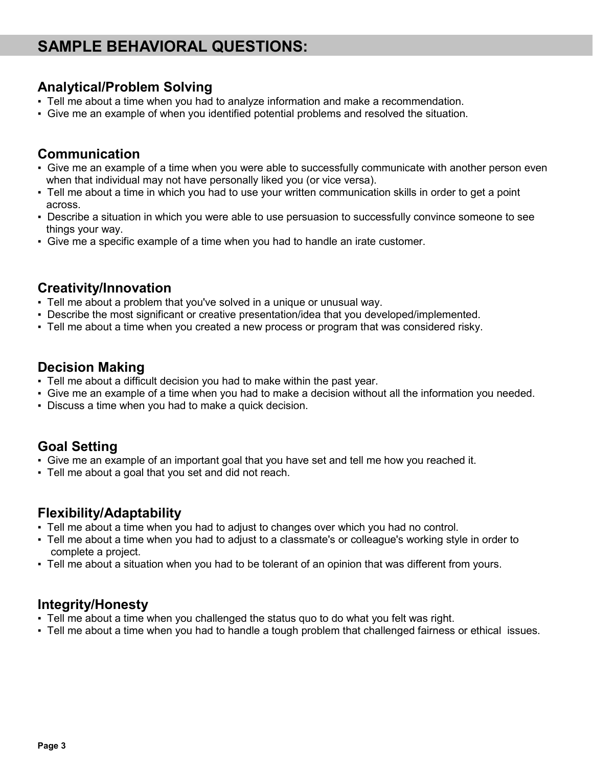# SAMPLE BEHAVIORAL QUESTIONS:

## Analytical/Problem Solving

- Tell me about a time when you had to analyze information and make a recommendation.
- Give me an example of when you identified potential problems and resolved the situation.

## Communication

- Give me an example of a time when you were able to successfully communicate with another person even when that individual may not have personally liked you (or vice versa).
- Tell me about a time in which you had to use your written communication skills in order to get a point across.
- Describe a situation in which you were able to use persuasion to successfully convince someone to see things your way.
- Give me a specific example of a time when you had to handle an irate customer.

## Creativity/Innovation

- Tell me about a problem that you've solved in a unique or unusual way.
- Describe the most significant or creative presentation/idea that you developed/implemented.
- Tell me about a time when you created a new process or program that was considered risky.

## Decision Making

- Tell me about a difficult decision you had to make within the past year.
- Give me an example of a time when you had to make a decision without all the information you needed.
- Discuss a time when you had to make a quick decision.

## Goal Setting

- Give me an example of an important goal that you have set and tell me how you reached it.
- Tell me about a goal that you set and did not reach.

## Flexibility/Adaptability

- Tell me about a time when you had to adjust to changes over which you had no control.
- Tell me about a time when you had to adjust to a classmate's or colleague's working style in order to complete a project.
- Tell me about a situation when you had to be tolerant of an opinion that was different from yours.

## Integrity/Honesty

- Tell me about a time when you challenged the status quo to do what you felt was right.
- Tell me about a time when you had to handle a tough problem that challenged fairness or ethical issues.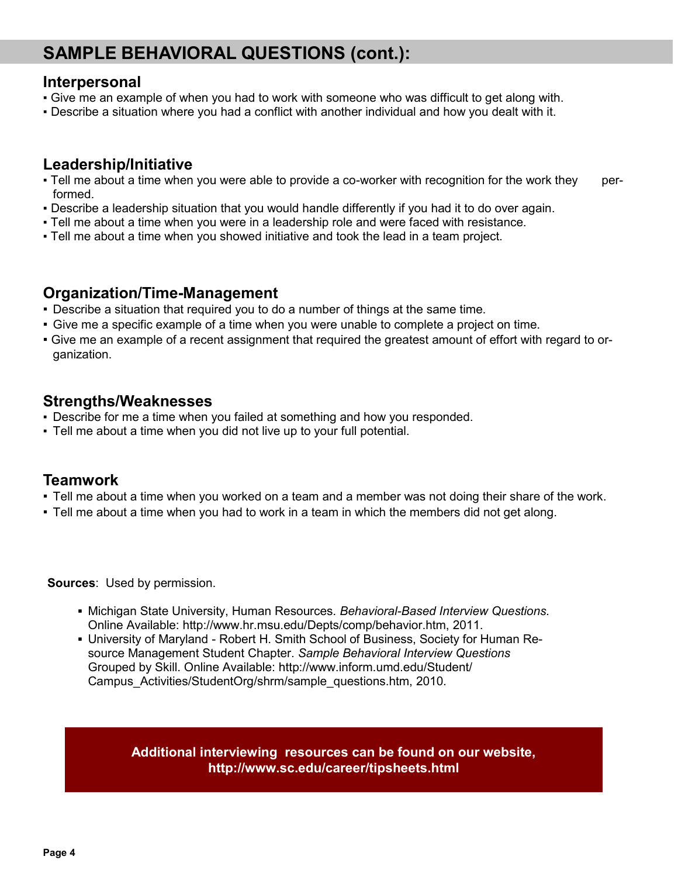## SAMPLE BEHAVIORAL QUESTIONS (cont.):

### Interpersonal

- Give me an example of when you had to work with someone who was difficult to get along with.
- Describe a situation where you had a conflict with another individual and how you dealt with it.

### Leadership/Initiative

- Tell me about a time when you were able to provide a co-worker with recognition for the work they performed.
- Describe a leadership situation that you would handle differently if you had it to do over again.
- Tell me about a time when you were in a leadership role and were faced with resistance.
- Tell me about a time when you showed initiative and took the lead in a team project.

### Organization/Time-Management

- Describe a situation that required you to do a number of things at the same time.
- Give me a specific example of a time when you were unable to complete a project on time.
- Give me an example of a recent assignment that required the greatest amount of effort with regard to organization.

### Strengths/Weaknesses

- Describe for me a time when you failed at something and how you responded.
- Tell me about a time when you did not live up to your full potential.

### Teamwork

- Tell me about a time when you worked on a team and a member was not doing their share of the work.
- Tell me about a time when you had to work in a team in which the members did not get along.

**Sources**: Used by permission.

- Michigan State University, Human Resources. *Behavioral-Based Interview Questions.* Online Available: http://www.hr.msu.edu/Depts/comp/behavior.htm, 2011.
- University of Maryland - Robert H. Smith School of Business, Society for Human Resource Management Student Chapter. *Sample Behavioral Interview Questions* Grouped by Skill. Online Available: http://www.inform.umd.edu/Student/Campus_Activities/StudentOrg/shrm/sample_questions.htm, 2010.

**Additional interviewing resources can be found on our website, http://www.sc.edu/career/tipsheets.html**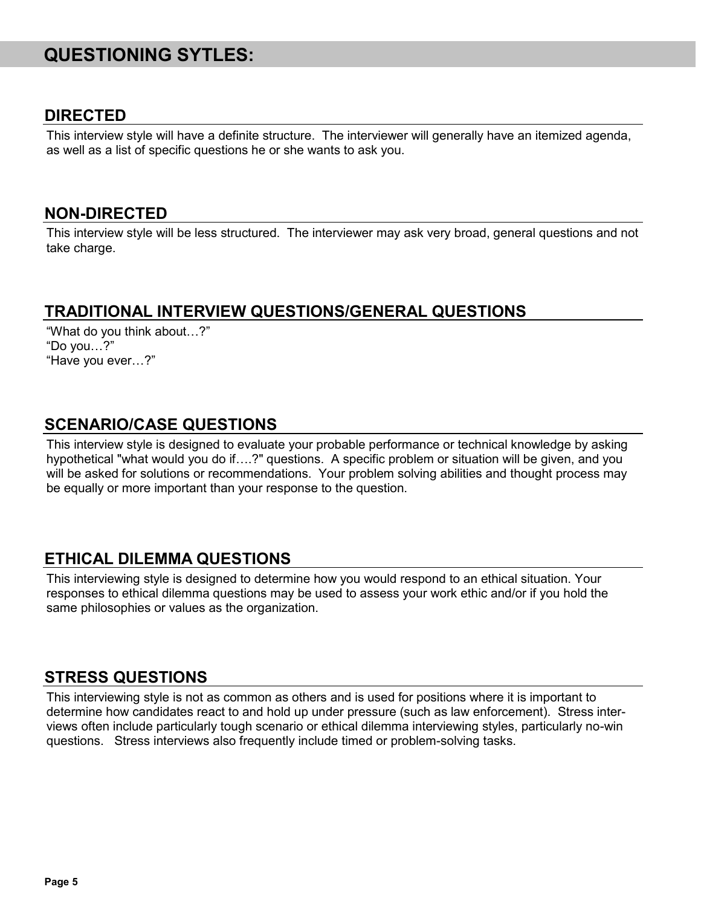# QUESTIONING SYTLES:

## DIRECTED

This interview style will have a definite structure. The interviewer will generally have an itemized agenda, as well as a list of specific questions he or she wants to ask you.

## NON-DIRECTED

This interview style will be less structured. The interviewer may ask very broad, general questions and not take charge.

## TRADITIONAL INTERVIEW QUESTIONS/GENERAL QUESTIONS

"What do you think about…?"
"Do you…?"
"Have you ever…?"

## SCENARIO/CASE QUESTIONS

This interview style is designed to evaluate your probable performance or technical knowledge by asking hypothetical "what would you do if….?" questions. A specific problem or situation will be given, and you will be asked for solutions or recommendations. Your problem solving abilities and thought process may be equally or more important than your response to the question.

## ETHICAL DILEMMA QUESTIONS

This interviewing style is designed to determine how you would respond to an ethical situation. Your responses to ethical dilemma questions may be used to assess your work ethic and/or if you hold the same philosophies or values as the organization.

## STRESS QUESTIONS

This interviewing style is not as common as others and is used for positions where it is important to determine how candidates react to and hold up under pressure (such as law enforcement). Stress interviews often include particularly tough scenario or ethical dilemma interviewing styles, particularly no-win questions. Stress interviews also frequently include timed or problem-solving tasks.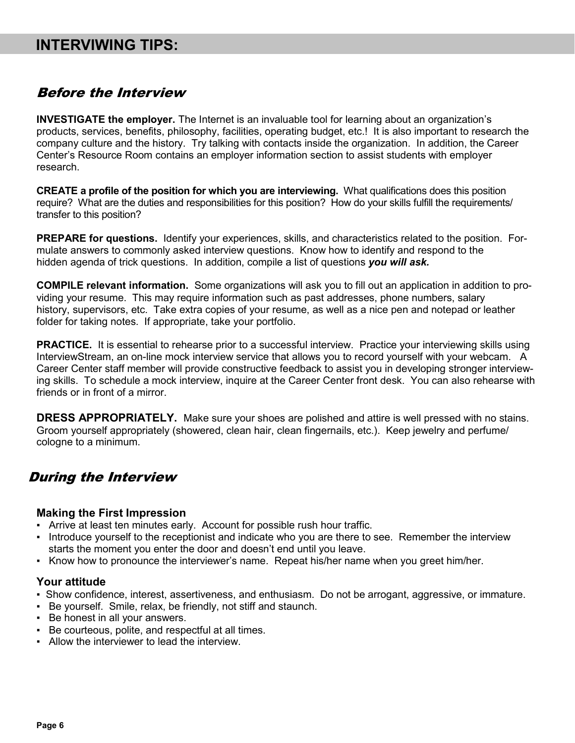# INTERVIWING TIPS:

## *Before the Interview*

**INVESTIGATE the employer.** The Internet is an invaluable tool for learning about an organization's products, services, benefits, philosophy, facilities, operating budget, etc.! It is also important to research the company culture and the history. Try talking with contacts inside the organization. In addition, the Career Center's Resource Room contains an employer information section to assist students with employer research.

**CREATE a profile of the position for which you are interviewing.** What qualifications does this position require? What are the duties and responsibilities for this position? How do your skills fulfill the requirements/ transfer to this position?

**PREPARE for questions.** Identify your experiences, skills, and characteristics related to the position. Formulate answers to commonly asked interview questions. Know how to identify and respond to the hidden agenda of trick questions. In addition, compile a list of questions ***you will ask.***

**COMPILE relevant information.** Some organizations will ask you to fill out an application in addition to providing your resume. This may require information such as past addresses, phone numbers, salary history, supervisors, etc. Take extra copies of your resume, as well as a nice pen and notepad or leather folder for taking notes. If appropriate, take your portfolio.

**PRACTICE.** It is essential to rehearse prior to a successful interview. Practice your interviewing skills using InterviewStream, an on-line mock interview service that allows you to record yourself with your webcam. A Career Center staff member will provide constructive feedback to assist you in developing stronger interviewing skills. To schedule a mock interview, inquire at the Career Center front desk. You can also rehearse with friends or in front of a mirror.

**DRESS APPROPRIATELY.** Make sure your shoes are polished and attire is well pressed with no stains. Groom yourself appropriately (showered, clean hair, clean fingernails, etc.). Keep jewelry and perfume/ cologne to a minimum.

## *During the Interview*

### Making the First Impression

- Arrive at least ten minutes early. Account for possible rush hour traffic.
- Introduce yourself to the receptionist and indicate who you are there to see. Remember the interview starts the moment you enter the door and doesn't end until you leave.
- Know how to pronounce the interviewer's name. Repeat his/her name when you greet him/her.

### Your attitude

- Show confidence, interest, assertiveness, and enthusiasm. Do not be arrogant, aggressive, or immature.
- Be yourself. Smile, relax, be friendly, not stiff and staunch.
- Be honest in all your answers.
- Be courteous, polite, and respectful at all times.
- Allow the interviewer to lead the interview.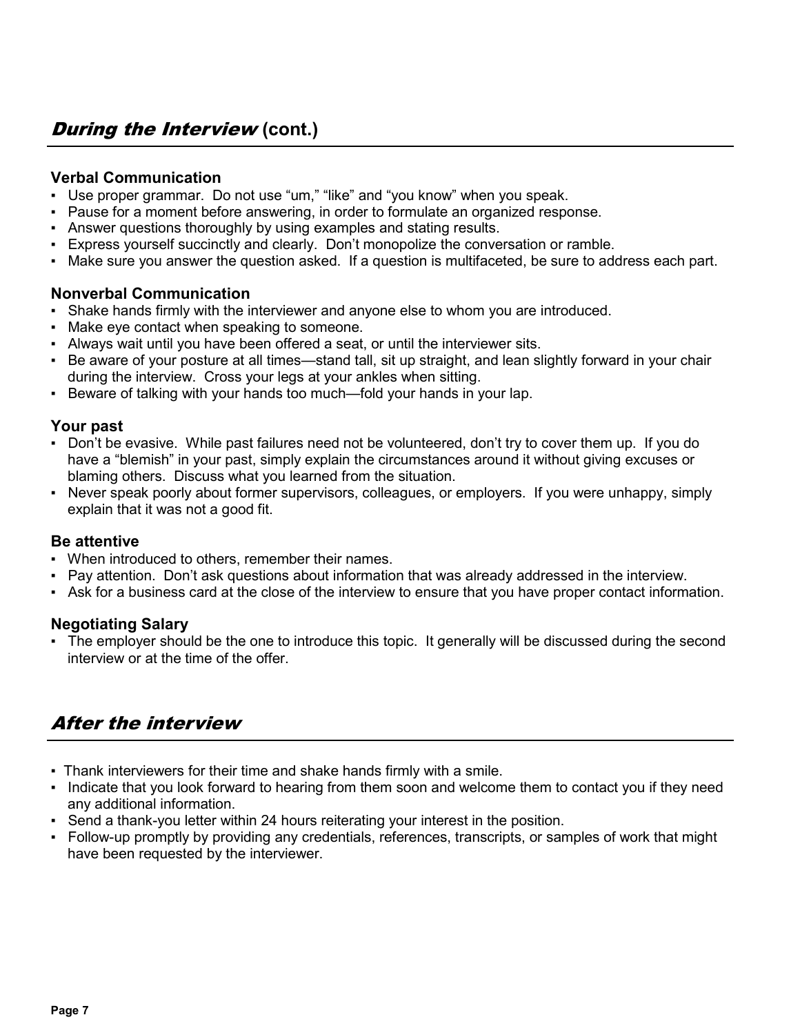## *During the Interview* (cont.)

### Verbal Communication

- Use proper grammar. Do not use “um,” “like” and “you know” when you speak.
- Pause for a moment before answering, in order to formulate an organized response.
- Answer questions thoroughly by using examples and stating results.
- Express yourself succinctly and clearly. Don’t monopolize the conversation or ramble.
- Make sure you answer the question asked. If a question is multifaceted, be sure to address each part.

### Nonverbal Communication

- Shake hands firmly with the interviewer and anyone else to whom you are introduced.
- Make eye contact when speaking to someone.
- Always wait until you have been offered a seat, or until the interviewer sits.
- Be aware of your posture at all times—stand tall, sit up straight, and lean slightly forward in your chair during the interview. Cross your legs at your ankles when sitting.
- Beware of talking with your hands too much—fold your hands in your lap.

### Your past

- Don’t be evasive. While past failures need not be volunteered, don’t try to cover them up. If you do have a “blemish” in your past, simply explain the circumstances around it without giving excuses or blaming others. Discuss what you learned from the situation.
- Never speak poorly about former supervisors, colleagues, or employers. If you were unhappy, simply explain that it was not a good fit.

### Be attentive

- When introduced to others, remember their names.
- Pay attention. Don’t ask questions about information that was already addressed in the interview.
- Ask for a business card at the close of the interview to ensure that you have proper contact information.

### Negotiating Salary

- The employer should be the one to introduce this topic. It generally will be discussed during the second interview or at the time of the offer.

## *After the interview*

- Thank interviewers for their time and shake hands firmly with a smile.
- Indicate that you look forward to hearing from them soon and welcome them to contact you if they need any additional information.
- Send a thank-you letter within 24 hours reiterating your interest in the position.
- Follow-up promptly by providing any credentials, references, transcripts, or samples of work that might have been requested by the interviewer.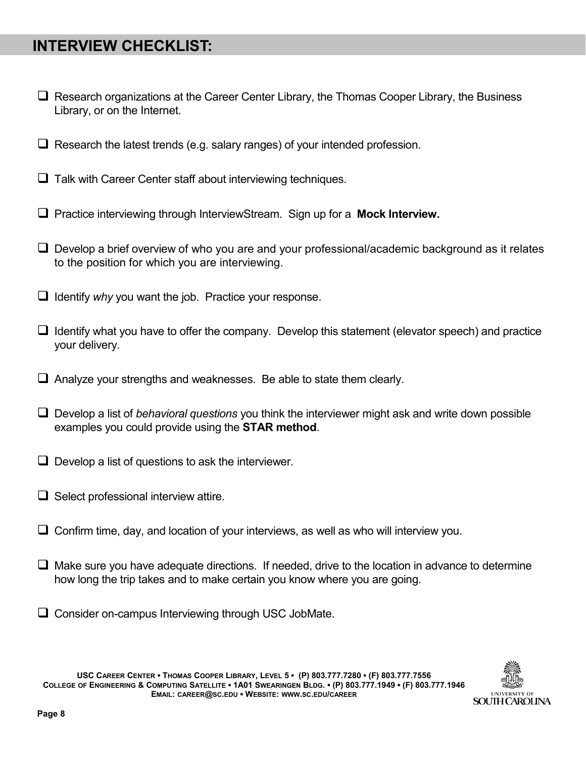## INTERVIEW CHECKLIST:

- [ ] Research organizations at the Career Center Library, the Thomas Cooper Library, the Business Library, or on the Internet.

- [ ] Research the latest trends (e.g. salary ranges) of your intended profession.

- [ ] Talk with Career Center staff about interviewing techniques.

- [ ] Practice interviewing through InterviewStream. Sign up for a **Mock Interview.**

- [ ] Develop a brief overview of who you are and your professional/academic background as it relates to the position for which you are interviewing.

- [ ] Identify *why* you want the job. Practice your response.

- [ ] Identify what you have to offer the company. Develop this statement (elevator speech) and practice your delivery.

- [ ] Analyze your strengths and weaknesses. Be able to state them clearly.

- [ ] Develop a list of *behavioral questions* you think the interviewer might ask and write down possible examples you could provide using the **STAR method**.

- [ ] Develop a list of questions to ask the interviewer.

- [ ] Select professional interview attire.

- [ ] Confirm time, day, and location of your interviews, as well as who will interview you.

- [ ] Make sure you have adequate directions. If needed, drive to the location in advance to determine how long the trip takes and to make certain you know where you are going.

- [ ] Consider on-campus Interviewing through USC JobMate.